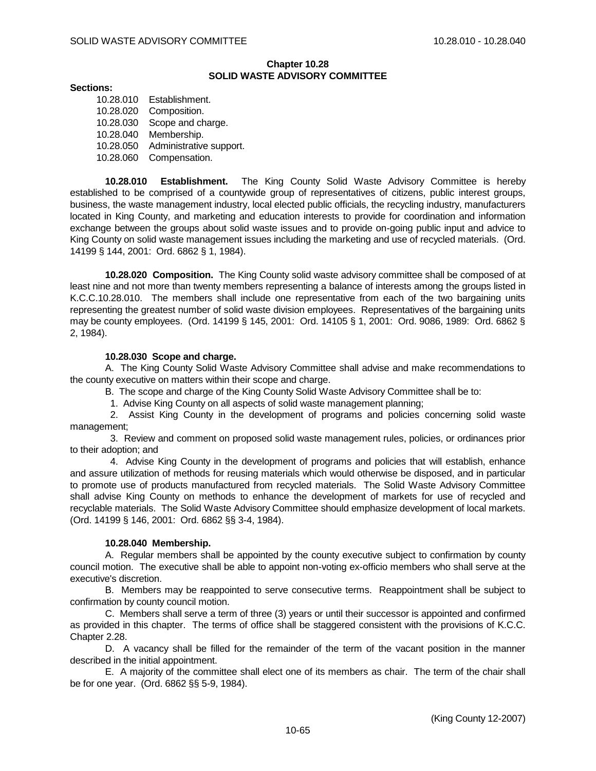# Chapter 10.28
# SOLID WASTE ADVISORY COMMITTEE

**Sections:**

10.28.010 Establishment.
10.28.020 Composition.
10.28.030 Scope and charge.
10.28.040 Membership.
10.28.050 Administrative support.
10.28.060 Compensation.

**10.28.010 Establishment.** The King County Solid Waste Advisory Committee is hereby established to be comprised of a countywide group of representatives of citizens, public interest groups, business, the waste management industry, local elected public officials, the recycling industry, manufacturers located in King County, and marketing and education interests to provide for coordination and information exchange between the groups about solid waste issues and to provide on-going public input and advice to King County on solid waste management issues including the marketing and use of recycled materials. (Ord. 14199 § 144, 2001: Ord. 6862 § 1, 1984).

**10.28.020 Composition.** The King County solid waste advisory committee shall be composed of at least nine and not more than twenty members representing a balance of interests among the groups listed in K.C.C.10.28.010. The members shall include one representative from each of the two bargaining units representing the greatest number of solid waste division employees. Representatives of the bargaining units may be county employees. (Ord. 14199 § 145, 2001: Ord. 14105 § 1, 2001: Ord. 9086, 1989: Ord. 6862 § 2, 1984).

**10.28.030 Scope and charge.**

A. The King County Solid Waste Advisory Committee shall advise and make recommendations to the county executive on matters within their scope and charge.

B. The scope and charge of the King County Solid Waste Advisory Committee shall be to:

1. Advise King County on all aspects of solid waste management planning;

2. Assist King County in the development of programs and policies concerning solid waste management;

3. Review and comment on proposed solid waste management rules, policies, or ordinances prior to their adoption; and

4. Advise King County in the development of programs and policies that will establish, enhance and assure utilization of methods for reusing materials which would otherwise be disposed, and in particular to promote use of products manufactured from recycled materials. The Solid Waste Advisory Committee shall advise King County on methods to enhance the development of markets for use of recycled and recyclable materials. The Solid Waste Advisory Committee should emphasize development of local markets. (Ord. 14199 § 146, 2001: Ord. 6862 §§ 3-4, 1984).

**10.28.040 Membership.**

A. Regular members shall be appointed by the county executive subject to confirmation by county council motion. The executive shall be able to appoint non-voting ex-officio members who shall serve at the executive's discretion.

B. Members may be reappointed to serve consecutive terms. Reappointment shall be subject to confirmation by county council motion.

C. Members shall serve a term of three (3) years or until their successor is appointed and confirmed as provided in this chapter. The terms of office shall be staggered consistent with the provisions of K.C.C. Chapter 2.28.

D. A vacancy shall be filled for the remainder of the term of the vacant position in the manner described in the initial appointment.

E. A majority of the committee shall elect one of its members as chair. The term of the chair shall be for one year. (Ord. 6862 §§ 5-9, 1984).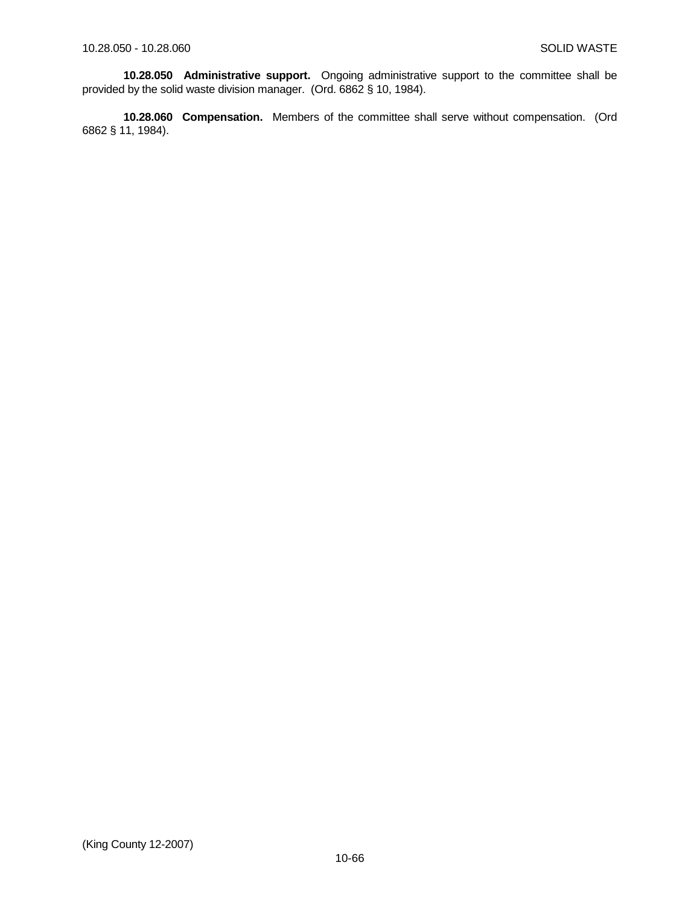**10.28.050 Administrative support.** Ongoing administrative support to the committee shall be provided by the solid waste division manager. (Ord. 6862 § 10, 1984).

**10.28.060 Compensation.** Members of the committee shall serve without compensation. (Ord 6862 § 11, 1984).